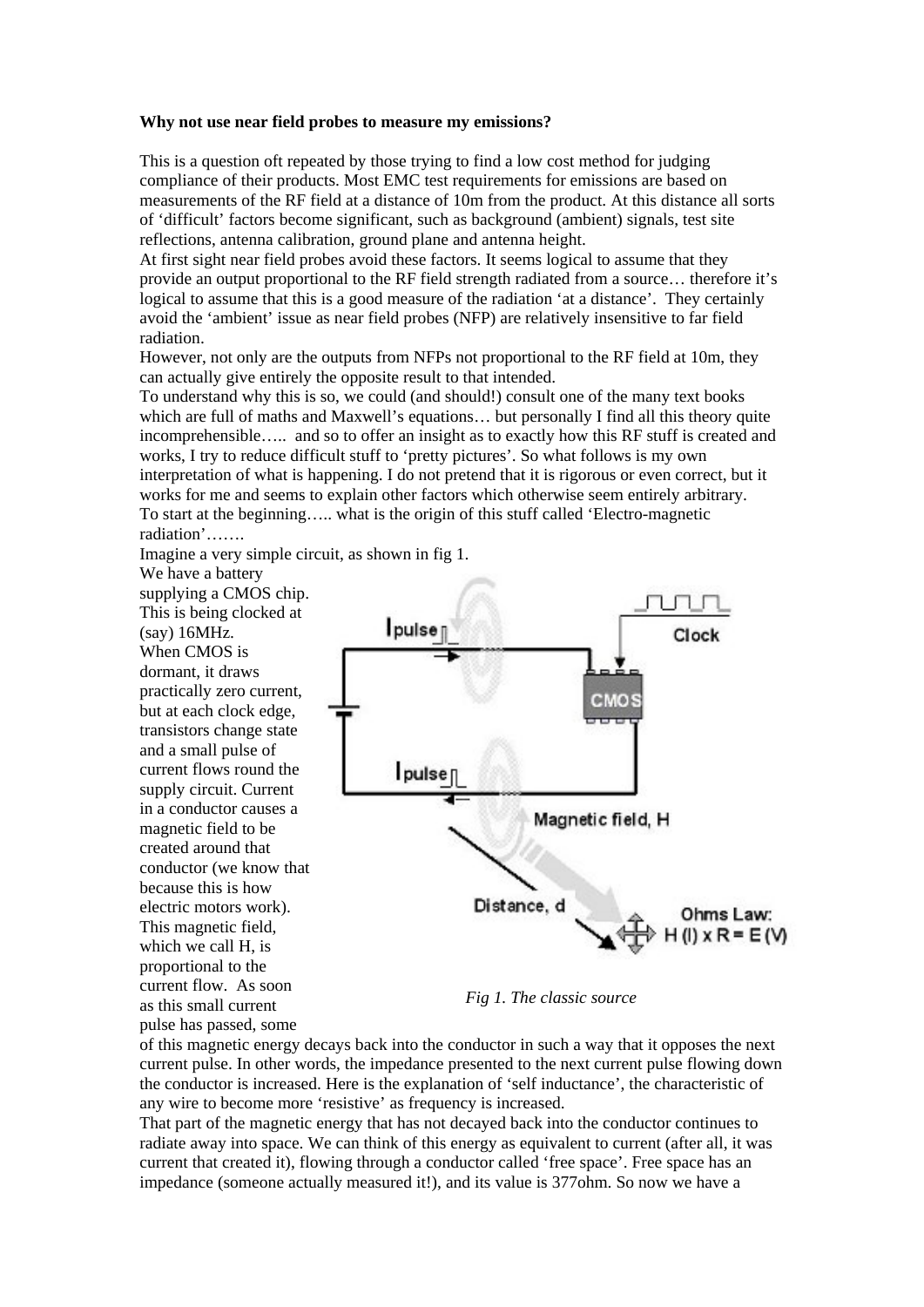**Why not use near field probes to measure my emissions?**

This is a question oft repeated by those trying to find a low cost method for judging compliance of their products. Most EMC test requirements for emissions are based on measurements of the RF field at a distance of 10m from the product. At this distance all sorts of 'difficult' factors become significant, such as background (ambient) signals, test site reflections, antenna calibration, ground plane and antenna height.

At first sight near field probes avoid these factors. It seems logical to assume that they provide an output proportional to the RF field strength radiated from a source… therefore it's logical to assume that this is a good measure of the radiation 'at a distance'. They certainly avoid the 'ambient' issue as near field probes (NFP) are relatively insensitive to far field radiation.

However, not only are the outputs from NFPs not proportional to the RF field at 10m, they can actually give entirely the opposite result to that intended.

To understand why this is so, we could (and should!) consult one of the many text books which are full of maths and Maxwell's equations… but personally I find all this theory quite incomprehensible….. and so to offer an insight as to exactly how this RF stuff is created and works, I try to reduce difficult stuff to 'pretty pictures'. So what follows is my own interpretation of what is happening. I do not pretend that it is rigorous or even correct, but it works for me and seems to explain other factors which otherwise seem entirely arbitrary.

To start at the beginning….. what is the origin of this stuff called 'Electro-magnetic radiation'…….

Imagine a very simple circuit, as shown in fig 1.

We have a battery supplying a CMOS chip. This is being clocked at (say) 16MHz. When CMOS is dormant, it draws practically zero current, but at each clock edge, transistors change state and a small pulse of current flows round the supply circuit. Current in a conductor causes a magnetic field to be created around that conductor (we know that because this is how electric motors work). This magnetic field, which we call H, is proportional to the current flow. As soon as this small current pulse has passed, some of this magnetic energy decays back into the conductor in such a way that it opposes the next current pulse. In other words, the impedance presented to the next current pulse flowing down the conductor is increased. Here is the explanation of 'self inductance', the characteristic of any wire to become more 'resistive' as frequency is increased.

*Fig 1. The classic source*

That part of the magnetic energy that has not decayed back into the conductor continues to radiate away into space. We can think of this energy as equivalent to current (after all, it was current that created it), flowing through a conductor called 'free space'. Free space has an impedance (someone actually measured it!), and its value is 377ohm. So now we have a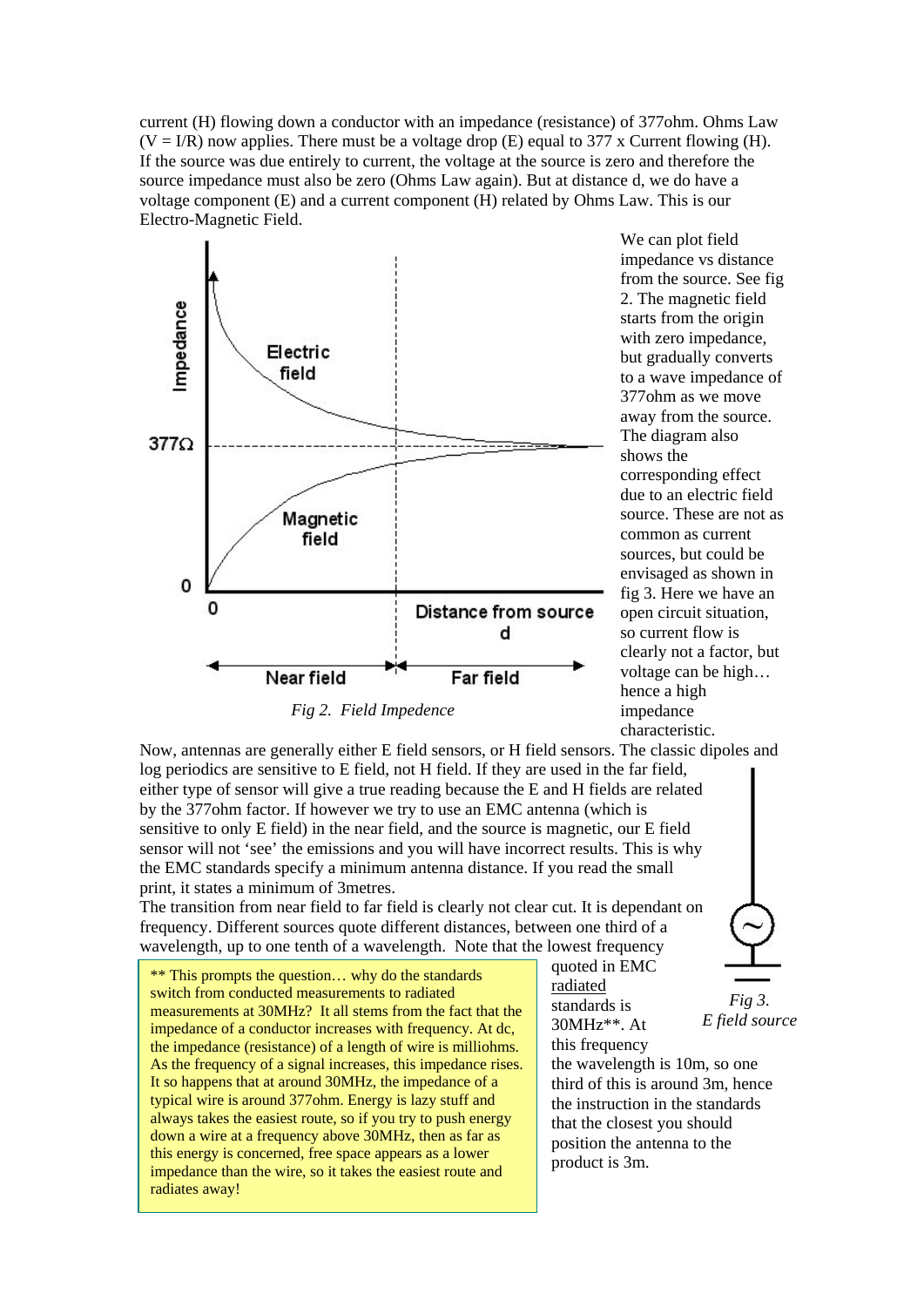current (H) flowing down a conductor with an impedance (resistance) of 377ohm. Ohms Law ($V = I/R$) now applies. There must be a voltage drop (E) equal to 377 x Current flowing (H). If the source was due entirely to current, the voltage at the source is zero and therefore the source impedance must also be zero (Ohms Law again). But at distance d, we do have a voltage component (E) and a current component (H) related by Ohms Law. This is our Electro-Magnetic Field.

*Fig 2. Field Impedence*

We can plot field impedance vs distance from the source. See fig 2. The magnetic field starts from the origin with zero impedance, but gradually converts to a wave impedance of 377ohm as we move away from the source. The diagram also shows the corresponding effect due to an electric field source. These are not as common as current sources, but could be envisaged as shown in fig 3. Here we have an open circuit situation, so current flow is clearly not a factor, but voltage can be high… hence a high impedance characteristic.

Now, antennas are generally either E field sensors, or H field sensors. The classic dipoles and log periodics are sensitive to E field, not H field. If they are used in the far field, either type of sensor will give a true reading because the E and H fields are related by the 377ohm factor. If however we try to use an EMC antenna (which is sensitive to only E field) in the near field, and the source is magnetic, our E field sensor will not 'see' the emissions and you will have incorrect results. This is why the EMC standards specify a minimum antenna distance. If you read the small print, it states a minimum of 3metres.

The transition from near field to far field is clearly not clear cut. It is dependant on frequency. Different sources quote different distances, between one third of a wavelength, up to one tenth of a wavelength. Note that the lowest frequency quoted in EMC radiated standards is 30MHz**. At this frequency the wavelength is 10m, so one third of this is around 3m, hence the instruction in the standards that the closest you should position the antenna to the product is 3m.

*Fig 3. E field source*

> ** This prompts the question… why do the standards switch from conducted measurements to radiated measurements at 30MHz? It all stems from the fact that the impedance of a conductor increases with frequency. At dc, the impedance (resistance) of a length of wire is milliohms. As the frequency of a signal increases, this impedance rises. It so happens that at around 30MHz, the impedance of a typical wire is around 377ohm. Energy is lazy stuff and always takes the easiest route, so if you try to push energy down a wire at a frequency above 30MHz, then as far as this energy is concerned, free space appears as a lower impedance than the wire, so it takes the easiest route and radiates away!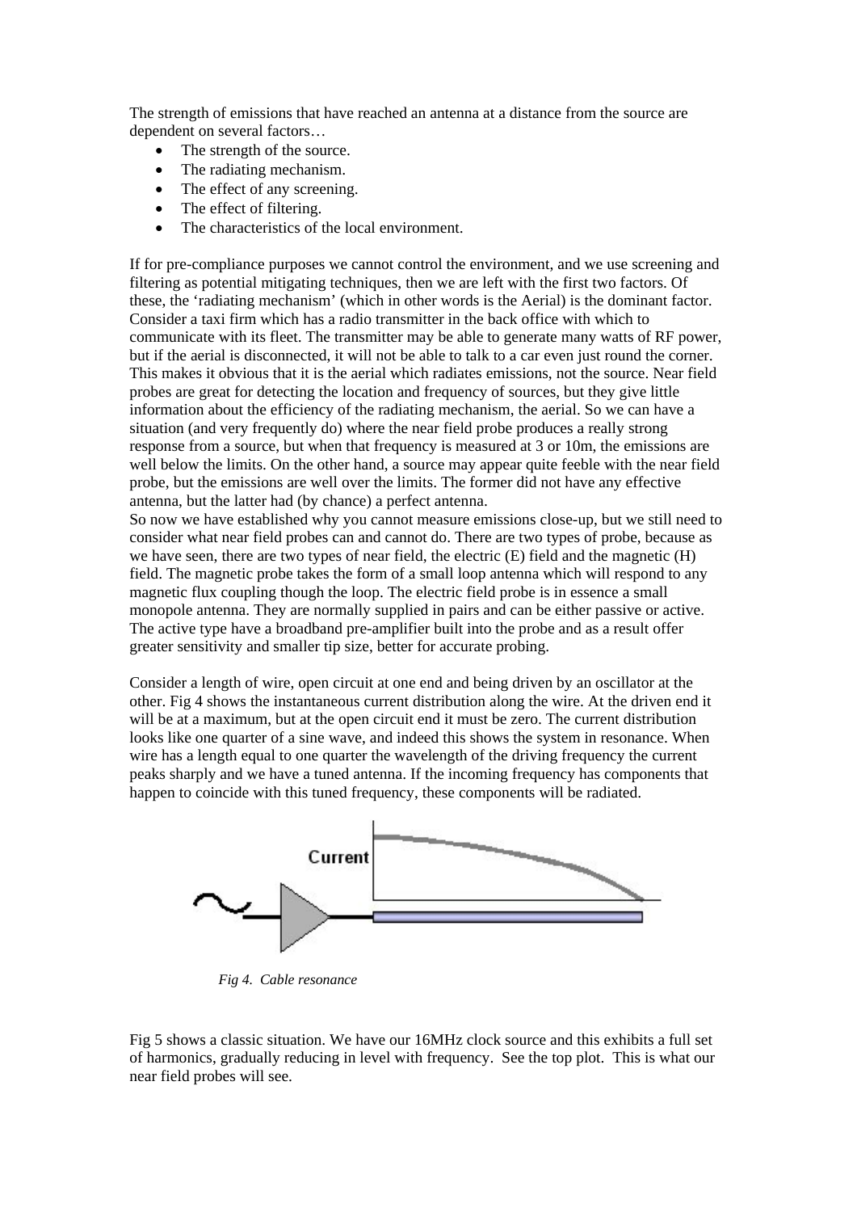The strength of emissions that have reached an antenna at a distance from the source are dependent on several factors…

- The strength of the source.
- The radiating mechanism.
- The effect of any screening.
- The effect of filtering.
- The characteristics of the local environment.

If for pre-compliance purposes we cannot control the environment, and we use screening and filtering as potential mitigating techniques, then we are left with the first two factors. Of these, the 'radiating mechanism' (which in other words is the Aerial) is the dominant factor. Consider a taxi firm which has a radio transmitter in the back office with which to communicate with its fleet. The transmitter may be able to generate many watts of RF power, but if the aerial is disconnected, it will not be able to talk to a car even just round the corner. This makes it obvious that it is the aerial which radiates emissions, not the source. Near field probes are great for detecting the location and frequency of sources, but they give little information about the efficiency of the radiating mechanism, the aerial. So we can have a situation (and very frequently do) where the near field probe produces a really strong response from a source, but when that frequency is measured at 3 or 10m, the emissions are well below the limits. On the other hand, a source may appear quite feeble with the near field probe, but the emissions are well over the limits. The former did not have any effective antenna, but the latter had (by chance) a perfect antenna.
So now we have established why you cannot measure emissions close-up, but we still need to consider what near field probes can and cannot do. There are two types of probe, because as we have seen, there are two types of near field, the electric (E) field and the magnetic (H) field. The magnetic probe takes the form of a small loop antenna which will respond to any magnetic flux coupling though the loop. The electric field probe is in essence a small monopole antenna. They are normally supplied in pairs and can be either passive or active. The active type have a broadband pre-amplifier built into the probe and as a result offer greater sensitivity and smaller tip size, better for accurate probing.

Consider a length of wire, open circuit at one end and being driven by an oscillator at the other. Fig 4 shows the instantaneous current distribution along the wire. At the driven end it will be at a maximum, but at the open circuit end it must be zero. The current distribution looks like one quarter of a sine wave, and indeed this shows the system in resonance. When wire has a length equal to one quarter the wavelength of the driving frequency the current peaks sharply and we have a tuned antenna. If the incoming frequency has components that happen to coincide with this tuned frequency, these components will be radiated.

Current

*Fig 4. Cable resonance*

Fig 5 shows a classic situation. We have our 16MHz clock source and this exhibits a full set of harmonics, gradually reducing in level with frequency. See the top plot. This is what our near field probes will see.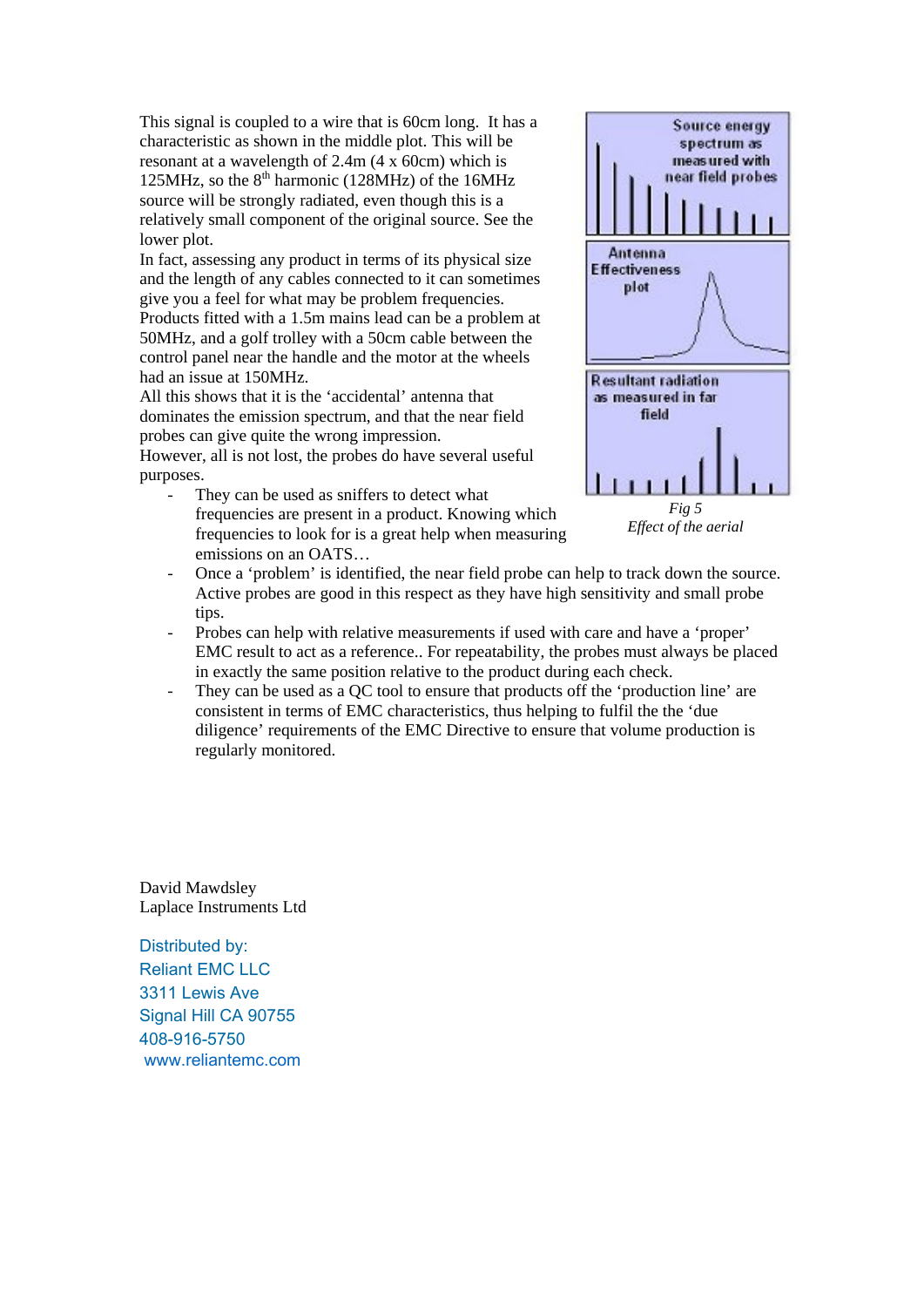This signal is coupled to a wire that is 60cm long. It has a characteristic as shown in the middle plot. This will be resonant at a wavelength of 2.4m (4 x 60cm) which is 125MHz, so the 8th harmonic (128MHz) of the 16MHz source will be strongly radiated, even though this is a relatively small component of the original source. See the lower plot.

In fact, assessing any product in terms of its physical size and the length of any cables connected to it can sometimes give you a feel for what may be problem frequencies. Products fitted with a 1.5m mains lead can be a problem at 50MHz, and a golf trolley with a 50cm cable between the control panel near the handle and the motor at the wheels had an issue at 150MHz.

All this shows that it is the 'accidental' antenna that dominates the emission spectrum, and that the near field probes can give quite the wrong impression.

However, all is not lost, the probes do have several useful purposes.

- They can be used as sniffers to detect what frequencies are present in a product. Knowing which frequencies to look for is a great help when measuring emissions on an OATS…
- Once a 'problem' is identified, the near field probe can help to track down the source. Active probes are good in this respect as they have high sensitivity and small probe tips.
- Probes can help with relative measurements if used with care and have a 'proper' EMC result to act as a reference.. For repeatability, the probes must always be placed in exactly the same position relative to the product during each check.
- They can be used as a QC tool to ensure that products off the 'production line' are consistent in terms of EMC characteristics, thus helping to fulfil the the 'due diligence' requirements of the EMC Directive to ensure that volume production is regularly monitored.

Source energy spectrum as measured with near field probes

Antenna Effectiveness plot

Resultant radiation as measured in far field

*Fig 5*
*Effect of the aerial*

David Mawdsley
Laplace Instruments Ltd

Distributed by:
Reliant EMC LLC
3311 Lewis Ave
Signal Hill CA 90755
408-916-5750
www.reliantemc.com